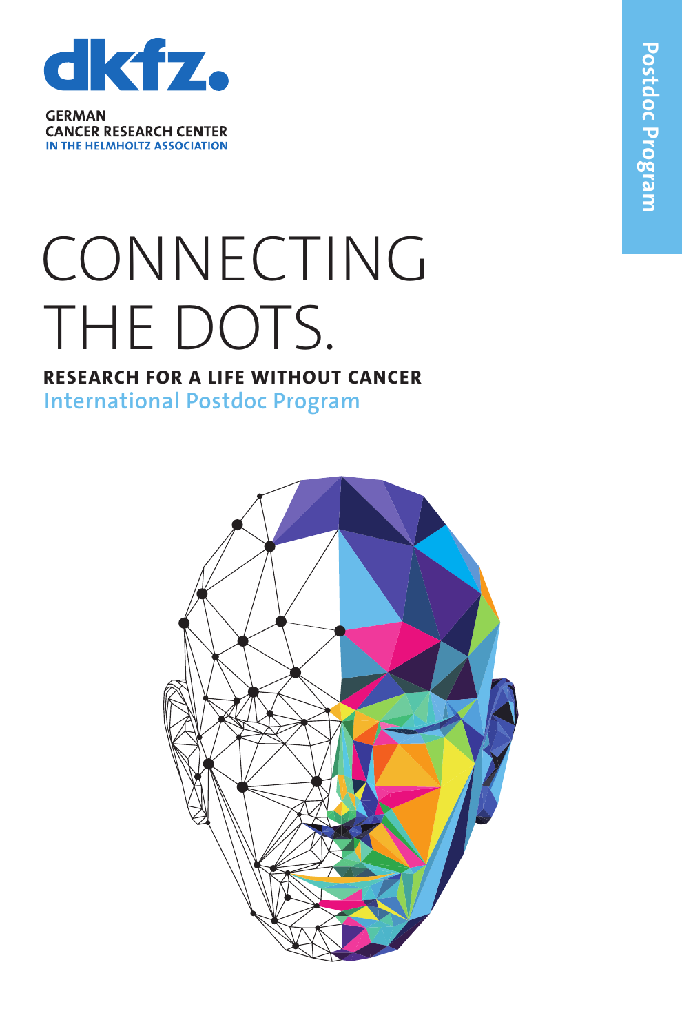dkfz.

GERMAN
CANCER RESEARCH CENTER
IN THE HELMHOLTZ ASSOCIATION

Postdoc Program

# CONNECTING THE DOTS.

**RESEARCH FOR A LIFE WITHOUT CANCER**

International Postdoc Program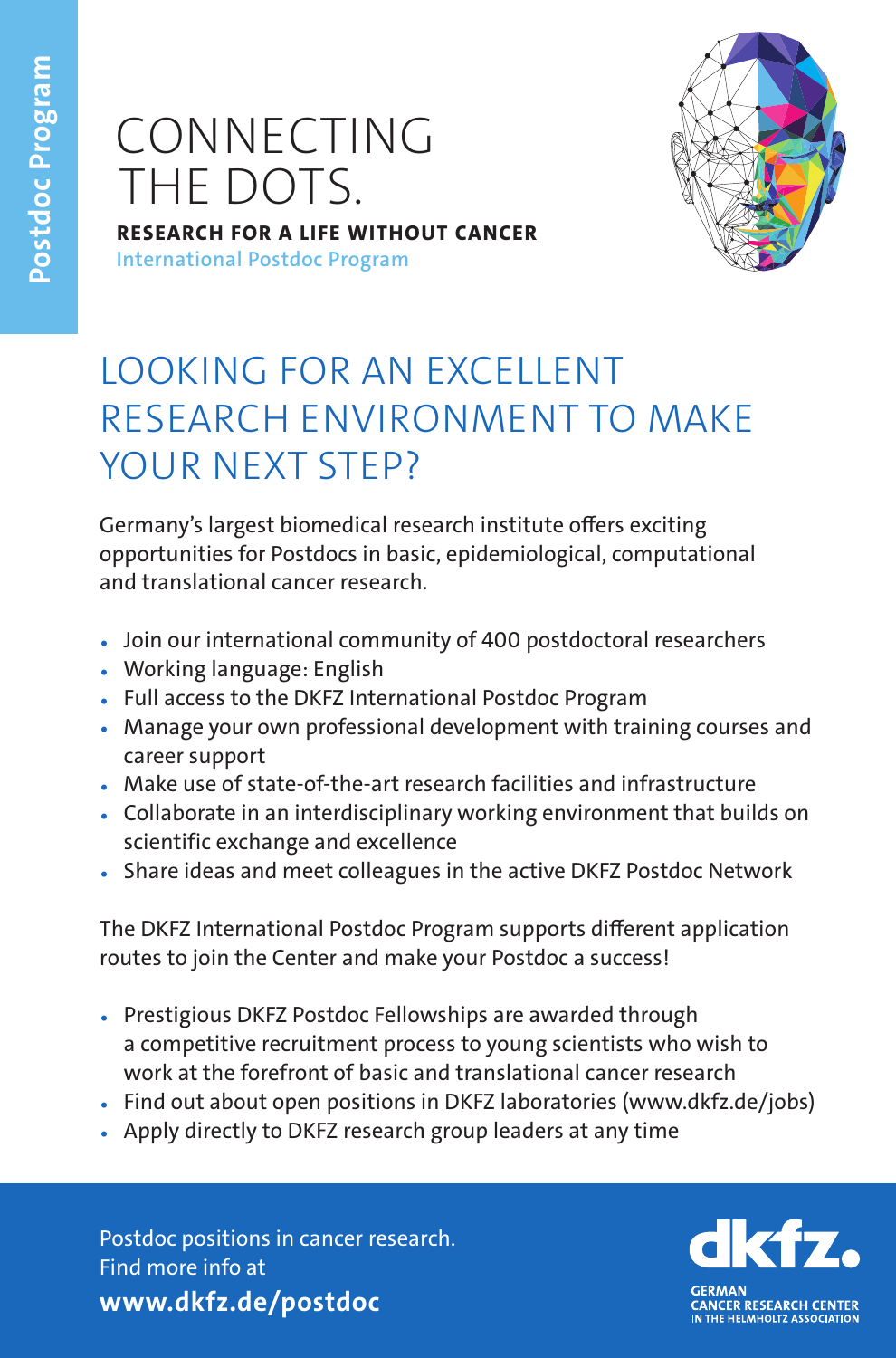Postdoc Program

# CONNECTING THE DOTS.

**RESEARCH FOR A LIFE WITHOUT CANCER**

International Postdoc Program

## LOOKING FOR AN EXCELLENT RESEARCH ENVIRONMENT TO MAKE YOUR NEXT STEP?

Germany's largest biomedical research institute offers exciting opportunities for Postdocs in basic, epidemiological, computational and translational cancer research.

- Join our international community of 400 postdoctoral researchers
- Working language: English
- Full access to the DKFZ International Postdoc Program
- Manage your own professional development with training courses and career support
- Make use of state-of-the-art research facilities and infrastructure
- Collaborate in an interdisciplinary working environment that builds on scientific exchange and excellence
- Share ideas and meet colleagues in the active DKFZ Postdoc Network

The DKFZ International Postdoc Program supports different application routes to join the Center and make your Postdoc a success!

- Prestigious DKFZ Postdoc Fellowships are awarded through a competitive recruitment process to young scientists who wish to work at the forefront of basic and translational cancer research
- Find out about open positions in DKFZ laboratories (www.dkfz.de/jobs)
- Apply directly to DKFZ research group leaders at any time

Postdoc positions in cancer research.
Find more info at
**www.dkfz.de/postdoc**

dkfz.
GERMAN CANCER RESEARCH CENTER IN THE HELMHOLTZ ASSOCIATION